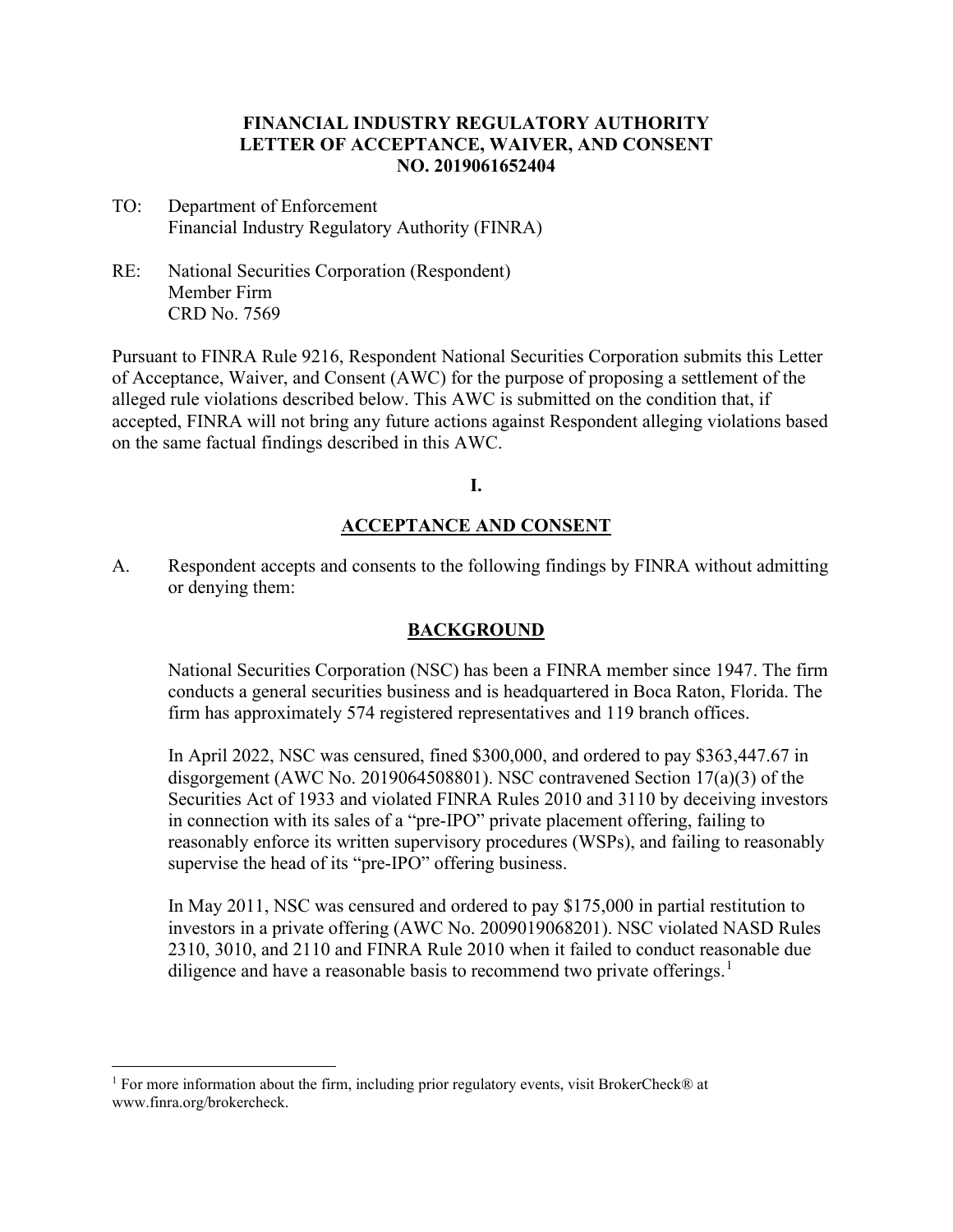**FINANCIAL INDUSTRY REGULATORY AUTHORITY**
**LETTER OF ACCEPTANCE, WAIVER, AND CONSENT**
**NO. 2019061652404**

TO: Department of Enforcement
Financial Industry Regulatory Authority (FINRA)

RE: National Securities Corporation (Respondent)
Member Firm
CRD No. 7569

Pursuant to FINRA Rule 9216, Respondent National Securities Corporation submits this Letter of Acceptance, Waiver, and Consent (AWC) for the purpose of proposing a settlement of the alleged rule violations described below. This AWC is submitted on the condition that, if accepted, FINRA will not bring any future actions against Respondent alleging violations based on the same factual findings described in this AWC.

**I.**

## ACCEPTANCE AND CONSENT

A. Respondent accepts and consents to the following findings by FINRA without admitting or denying them:

### BACKGROUND

National Securities Corporation (NSC) has been a FINRA member since 1947. The firm conducts a general securities business and is headquartered in Boca Raton, Florida. The firm has approximately 574 registered representatives and 119 branch offices.

In April 2022, NSC was censured, fined $300,000, and ordered to pay $363,447.67 in disgorgement (AWC No. 2019064508801). NSC contravened Section 17(a)(3) of the Securities Act of 1933 and violated FINRA Rules 2010 and 3110 by deceiving investors in connection with its sales of a "pre-IPO" private placement offering, failing to reasonably enforce its written supervisory procedures (WSPs), and failing to reasonably supervise the head of its "pre-IPO" offering business.

In May 2011, NSC was censured and ordered to pay $175,000 in partial restitution to investors in a private offering (AWC No. 2009019068201). NSC violated NASD Rules 2310, 3010, and 2110 and FINRA Rule 2010 when it failed to conduct reasonable due diligence and have a reasonable basis to recommend two private offerings.[1]

---

[1] For more information about the firm, including prior regulatory events, visit BrokerCheck® at www.finra.org/brokercheck.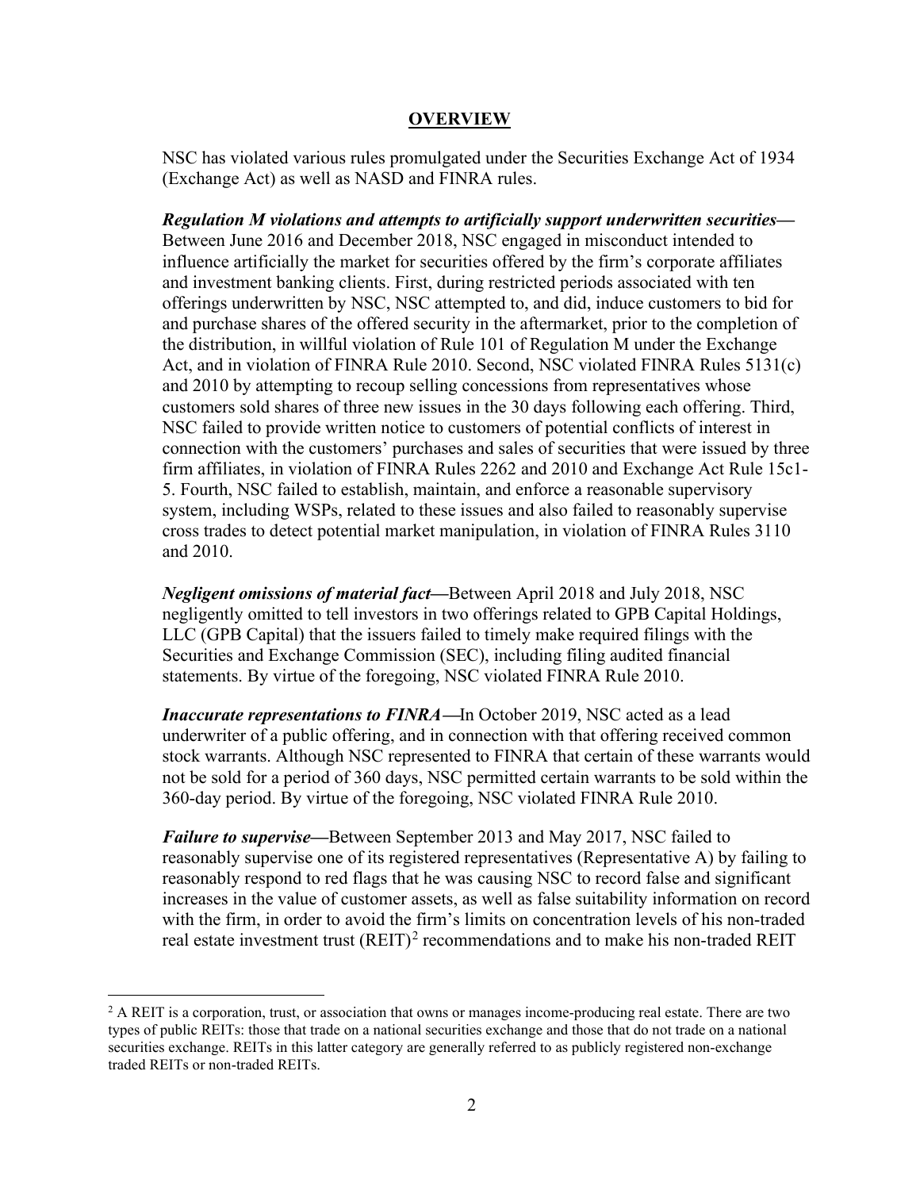## OVERVIEW

NSC has violated various rules promulgated under the Securities Exchange Act of 1934 (Exchange Act) as well as NASD and FINRA rules.

***Regulation M violations and attempts to artificially support underwritten securities***—Between June 2016 and December 2018, NSC engaged in misconduct intended to influence artificially the market for securities offered by the firm's corporate affiliates and investment banking clients. First, during restricted periods associated with ten offerings underwritten by NSC, NSC attempted to, and did, induce customers to bid for and purchase shares of the offered security in the aftermarket, prior to the completion of the distribution, in willful violation of Rule 101 of Regulation M under the Exchange Act, and in violation of FINRA Rule 2010. Second, NSC violated FINRA Rules 5131(c) and 2010 by attempting to recoup selling concessions from representatives whose customers sold shares of three new issues in the 30 days following each offering. Third, NSC failed to provide written notice to customers of potential conflicts of interest in connection with the customers' purchases and sales of securities that were issued by three firm affiliates, in violation of FINRA Rules 2262 and 2010 and Exchange Act Rule 15c1-5. Fourth, NSC failed to establish, maintain, and enforce a reasonable supervisory system, including WSPs, related to these issues and also failed to reasonably supervise cross trades to detect potential market manipulation, in violation of FINRA Rules 3110 and 2010.

***Negligent omissions of material fact***—Between April 2018 and July 2018, NSC negligently omitted to tell investors in two offerings related to GPB Capital Holdings, LLC (GPB Capital) that the issuers failed to timely make required filings with the Securities and Exchange Commission (SEC), including filing audited financial statements. By virtue of the foregoing, NSC violated FINRA Rule 2010.

***Inaccurate representations to FINRA***—In October 2019, NSC acted as a lead underwriter of a public offering, and in connection with that offering received common stock warrants. Although NSC represented to FINRA that certain of these warrants would not be sold for a period of 360 days, NSC permitted certain warrants to be sold within the 360-day period. By virtue of the foregoing, NSC violated FINRA Rule 2010.

***Failure to supervise***—Between September 2013 and May 2017, NSC failed to reasonably supervise one of its registered representatives (Representative A) by failing to reasonably respond to red flags that he was causing NSC to record false and significant increases in the value of customer assets, as well as false suitability information on record with the firm, in order to avoid the firm's limits on concentration levels of his non-traded real estate investment trust (REIT)[2] recommendations and to make his non-traded REIT

[2] A REIT is a corporation, trust, or association that owns or manages income-producing real estate. There are two types of public REITs: those that trade on a national securities exchange and those that do not trade on a national securities exchange. REITs in this latter category are generally referred to as publicly registered non-exchange traded REITs or non-traded REITs.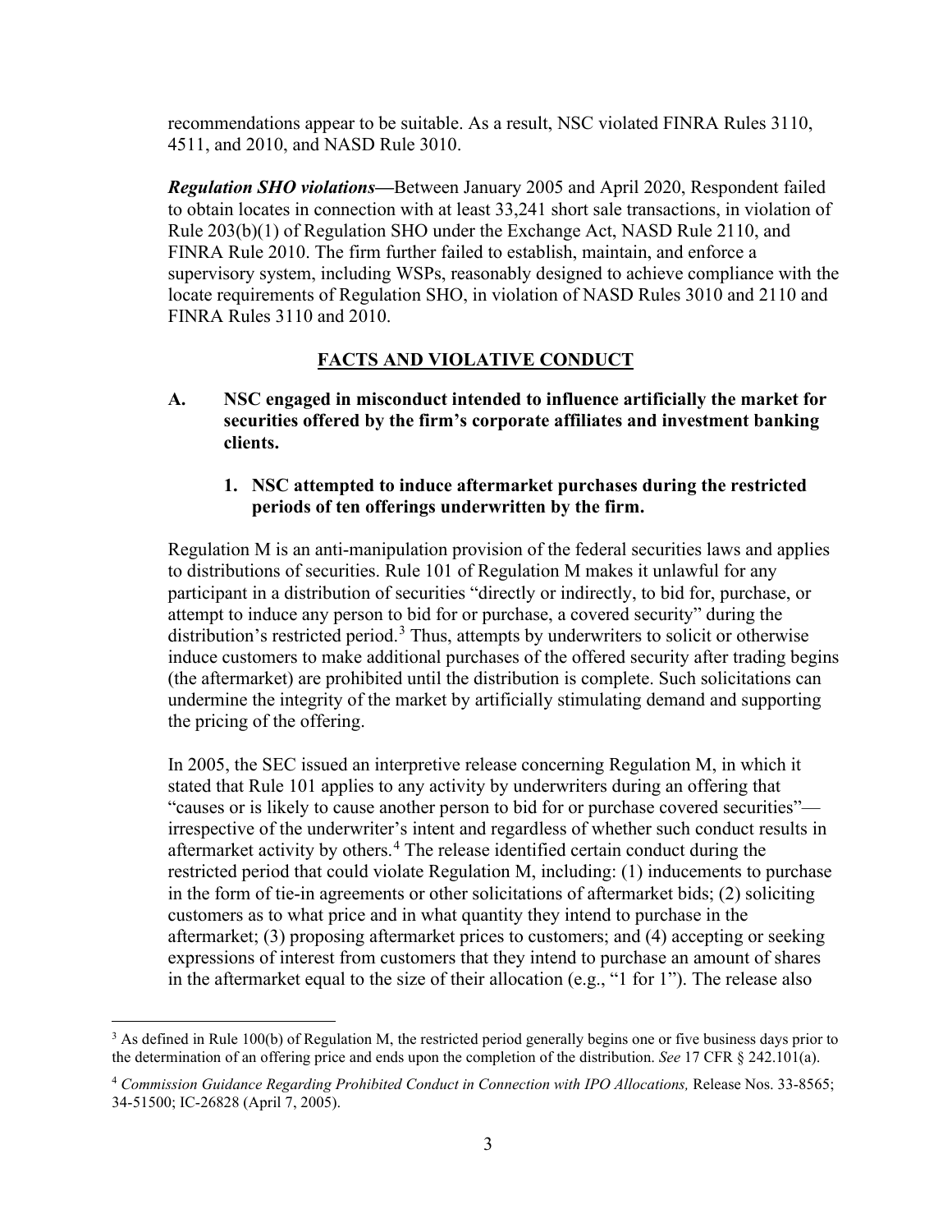recommendations appear to be suitable. As a result, NSC violated FINRA Rules 3110, 4511, and 2010, and NASD Rule 3010.

***Regulation SHO violations*—**Between January 2005 and April 2020, Respondent failed to obtain locates in connection with at least 33,241 short sale transactions, in violation of Rule 203(b)(1) of Regulation SHO under the Exchange Act, NASD Rule 2110, and FINRA Rule 2010. The firm further failed to establish, maintain, and enforce a supervisory system, including WSPs, reasonably designed to achieve compliance with the locate requirements of Regulation SHO, in violation of NASD Rules 3010 and 2110 and FINRA Rules 3110 and 2010.

## FACTS AND VIOLATIVE CONDUCT

**A. NSC engaged in misconduct intended to influence artificially the market for securities offered by the firm's corporate affiliates and investment banking clients.**

**1. NSC attempted to induce aftermarket purchases during the restricted periods of ten offerings underwritten by the firm.**

Regulation M is an anti-manipulation provision of the federal securities laws and applies to distributions of securities. Rule 101 of Regulation M makes it unlawful for any participant in a distribution of securities "directly or indirectly, to bid for, purchase, or attempt to induce any person to bid for or purchase, a covered security" during the distribution's restricted period.[3] Thus, attempts by underwriters to solicit or otherwise induce customers to make additional purchases of the offered security after trading begins (the aftermarket) are prohibited until the distribution is complete. Such solicitations can undermine the integrity of the market by artificially stimulating demand and supporting the pricing of the offering.

In 2005, the SEC issued an interpretive release concerning Regulation M, in which it stated that Rule 101 applies to any activity by underwriters during an offering that "causes or is likely to cause another person to bid for or purchase covered securities"—irrespective of the underwriter's intent and regardless of whether such conduct results in aftermarket activity by others.[4] The release identified certain conduct during the restricted period that could violate Regulation M, including: (1) inducements to purchase in the form of tie-in agreements or other solicitations of aftermarket bids; (2) soliciting customers as to what price and in what quantity they intend to purchase in the aftermarket; (3) proposing aftermarket prices to customers; and (4) accepting or seeking expressions of interest from customers that they intend to purchase an amount of shares in the aftermarket equal to the size of their allocation (e.g., "1 for 1"). The release also

---

[3] As defined in Rule 100(b) of Regulation M, the restricted period generally begins one or five business days prior to the determination of an offering price and ends upon the completion of the distribution. *See* 17 CFR § 242.101(a).

[4] *Commission Guidance Regarding Prohibited Conduct in Connection with IPO Allocations,* Release Nos. 33-8565; 34-51500; IC-26828 (April 7, 2005).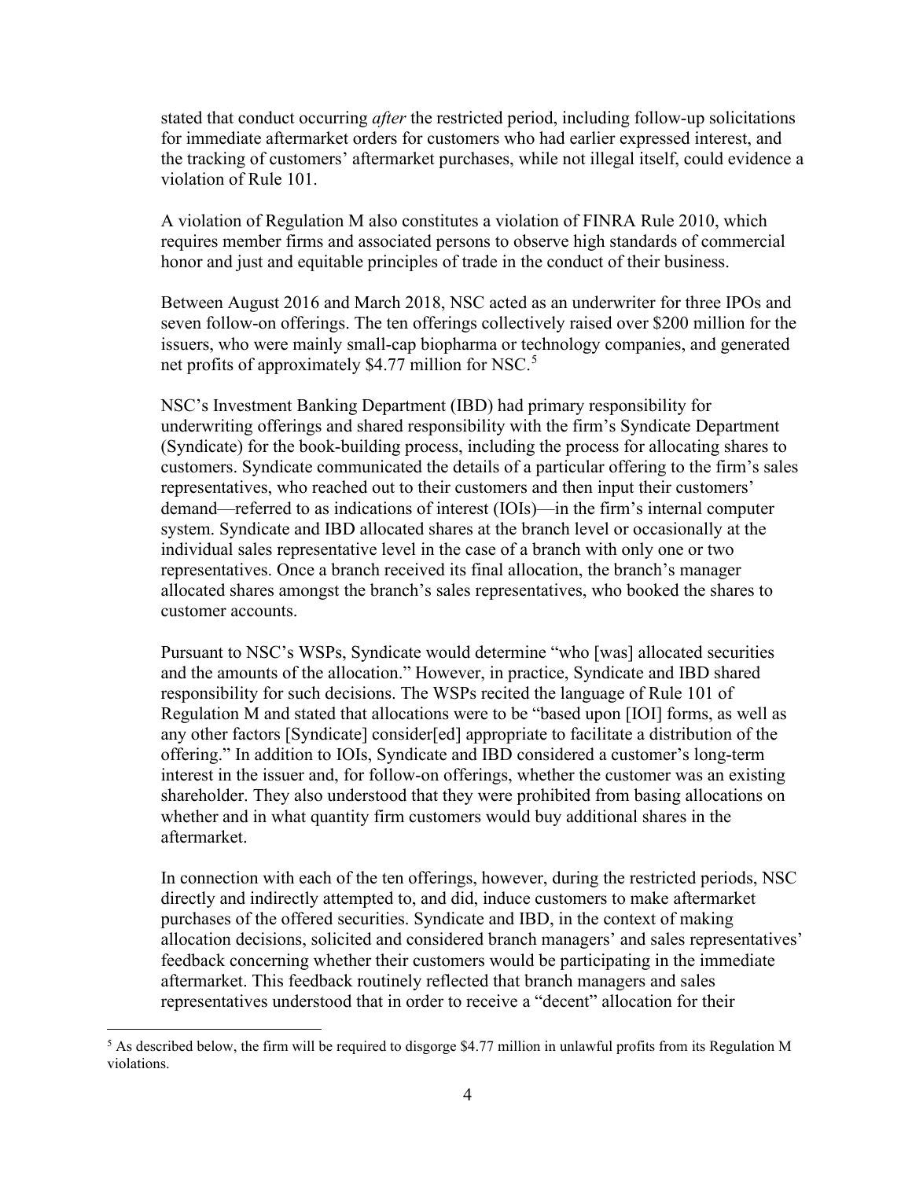stated that conduct occurring *after* the restricted period, including follow-up solicitations for immediate aftermarket orders for customers who had earlier expressed interest, and the tracking of customers' aftermarket purchases, while not illegal itself, could evidence a violation of Rule 101.

A violation of Regulation M also constitutes a violation of FINRA Rule 2010, which requires member firms and associated persons to observe high standards of commercial honor and just and equitable principles of trade in the conduct of their business.

Between August 2016 and March 2018, NSC acted as an underwriter for three IPOs and seven follow-on offerings. The ten offerings collectively raised over $200 million for the issuers, who were mainly small-cap biopharma or technology companies, and generated net profits of approximately $4.77 million for NSC.[5]

NSC's Investment Banking Department (IBD) had primary responsibility for underwriting offerings and shared responsibility with the firm's Syndicate Department (Syndicate) for the book-building process, including the process for allocating shares to customers. Syndicate communicated the details of a particular offering to the firm's sales representatives, who reached out to their customers and then input their customers' demand—referred to as indications of interest (IOIs)—in the firm's internal computer system. Syndicate and IBD allocated shares at the branch level or occasionally at the individual sales representative level in the case of a branch with only one or two representatives. Once a branch received its final allocation, the branch's manager allocated shares amongst the branch's sales representatives, who booked the shares to customer accounts.

Pursuant to NSC's WSPs, Syndicate would determine "who [was] allocated securities and the amounts of the allocation." However, in practice, Syndicate and IBD shared responsibility for such decisions. The WSPs recited the language of Rule 101 of Regulation M and stated that allocations were to be "based upon [IOI] forms, as well as any other factors [Syndicate] consider[ed] appropriate to facilitate a distribution of the offering." In addition to IOIs, Syndicate and IBD considered a customer's long-term interest in the issuer and, for follow-on offerings, whether the customer was an existing shareholder. They also understood that they were prohibited from basing allocations on whether and in what quantity firm customers would buy additional shares in the aftermarket.

In connection with each of the ten offerings, however, during the restricted periods, NSC directly and indirectly attempted to, and did, induce customers to make aftermarket purchases of the offered securities. Syndicate and IBD, in the context of making allocation decisions, solicited and considered branch managers' and sales representatives' feedback concerning whether their customers would be participating in the immediate aftermarket. This feedback routinely reflected that branch managers and sales representatives understood that in order to receive a "decent" allocation for their

[5] As described below, the firm will be required to disgorge $4.77 million in unlawful profits from its Regulation M violations.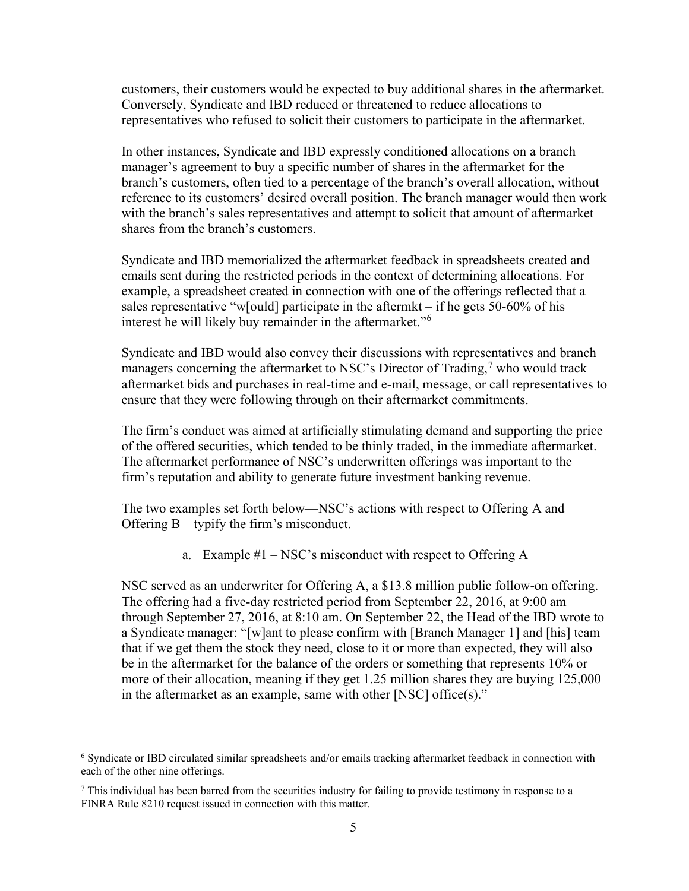customers, their customers would be expected to buy additional shares in the aftermarket. Conversely, Syndicate and IBD reduced or threatened to reduce allocations to representatives who refused to solicit their customers to participate in the aftermarket.

In other instances, Syndicate and IBD expressly conditioned allocations on a branch manager's agreement to buy a specific number of shares in the aftermarket for the branch's customers, often tied to a percentage of the branch's overall allocation, without reference to its customers' desired overall position. The branch manager would then work with the branch's sales representatives and attempt to solicit that amount of aftermarket shares from the branch's customers.

Syndicate and IBD memorialized the aftermarket feedback in spreadsheets created and emails sent during the restricted periods in the context of determining allocations. For example, a spreadsheet created in connection with one of the offerings reflected that a sales representative "w[ould] participate in the aftermkt – if he gets 50-60% of his interest he will likely buy remainder in the aftermarket."[6]

Syndicate and IBD would also convey their discussions with representatives and branch managers concerning the aftermarket to NSC's Director of Trading,[7] who would track aftermarket bids and purchases in real-time and e-mail, message, or call representatives to ensure that they were following through on their aftermarket commitments.

The firm's conduct was aimed at artificially stimulating demand and supporting the price of the offered securities, which tended to be thinly traded, in the immediate aftermarket. The aftermarket performance of NSC's underwritten offerings was important to the firm's reputation and ability to generate future investment banking revenue.

The two examples set forth below—NSC's actions with respect to Offering A and Offering B—typify the firm's misconduct.

a. Example #1 – NSC's misconduct with respect to Offering A

NSC served as an underwriter for Offering A, a $13.8 million public follow-on offering. The offering had a five-day restricted period from September 22, 2016, at 9:00 am through September 27, 2016, at 8:10 am. On September 22, the Head of the IBD wrote to a Syndicate manager: "[w]ant to please confirm with [Branch Manager 1] and [his] team that if we get them the stock they need, close to it or more than expected, they will also be in the aftermarket for the balance of the orders or something that represents 10% or more of their allocation, meaning if they get 1.25 million shares they are buying 125,000 in the aftermarket as an example, same with other [NSC] office(s)."

---

[6] Syndicate or IBD circulated similar spreadsheets and/or emails tracking aftermarket feedback in connection with each of the other nine offerings.

[7] This individual has been barred from the securities industry for failing to provide testimony in response to a FINRA Rule 8210 request issued in connection with this matter.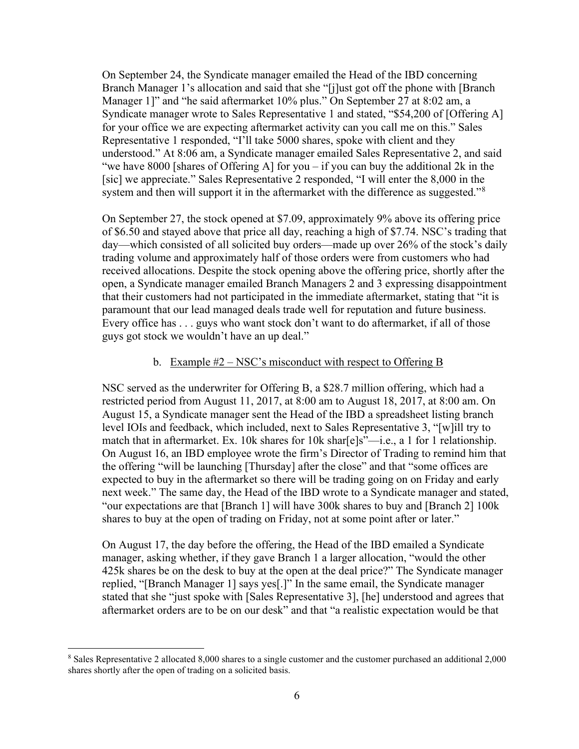On September 24, the Syndicate manager emailed the Head of the IBD concerning Branch Manager 1's allocation and said that she "[j]ust got off the phone with [Branch Manager 1]" and "he said aftermarket 10% plus." On September 27 at 8:02 am, a Syndicate manager wrote to Sales Representative 1 and stated, "$54,200 of [Offering A] for your office we are expecting aftermarket activity can you call me on this." Sales Representative 1 responded, "I'll take 5000 shares, spoke with client and they understood." At 8:06 am, a Syndicate manager emailed Sales Representative 2, and said "we have 8000 [shares of Offering A] for you – if you can buy the additional 2k in the [sic] we appreciate." Sales Representative 2 responded, "I will enter the 8,000 in the system and then will support it in the aftermarket with the difference as suggested."[8]

On September 27, the stock opened at $7.09, approximately 9% above its offering price of $6.50 and stayed above that price all day, reaching a high of $7.74. NSC's trading that day—which consisted of all solicited buy orders—made up over 26% of the stock's daily trading volume and approximately half of those orders were from customers who had received allocations. Despite the stock opening above the offering price, shortly after the open, a Syndicate manager emailed Branch Managers 2 and 3 expressing disappointment that their customers had not participated in the immediate aftermarket, stating that "it is paramount that our lead managed deals trade well for reputation and future business. Every office has . . . guys who want stock don't want to do aftermarket, if all of those guys got stock we wouldn't have an up deal."

b. Example #2 – NSC's misconduct with respect to Offering B

NSC served as the underwriter for Offering B, a $28.7 million offering, which had a restricted period from August 11, 2017, at 8:00 am to August 18, 2017, at 8:00 am. On August 15, a Syndicate manager sent the Head of the IBD a spreadsheet listing branch level IOIs and feedback, which included, next to Sales Representative 3, "[w]ill try to match that in aftermarket. Ex. 10k shares for 10k shar[e]s"—i.e., a 1 for 1 relationship. On August 16, an IBD employee wrote the firm's Director of Trading to remind him that the offering "will be launching [Thursday] after the close" and that "some offices are expected to buy in the aftermarket so there will be trading going on on Friday and early next week." The same day, the Head of the IBD wrote to a Syndicate manager and stated, "our expectations are that [Branch 1] will have 300k shares to buy and [Branch 2] 100k shares to buy at the open of trading on Friday, not at some point after or later."

On August 17, the day before the offering, the Head of the IBD emailed a Syndicate manager, asking whether, if they gave Branch 1 a larger allocation, "would the other 425k shares be on the desk to buy at the open at the deal price?" The Syndicate manager replied, "[Branch Manager 1] says yes[.]" In the same email, the Syndicate manager stated that she "just spoke with [Sales Representative 3], [he] understood and agrees that aftermarket orders are to be on our desk" and that "a realistic expectation would be that

[8] Sales Representative 2 allocated 8,000 shares to a single customer and the customer purchased an additional 2,000 shares shortly after the open of trading on a solicited basis.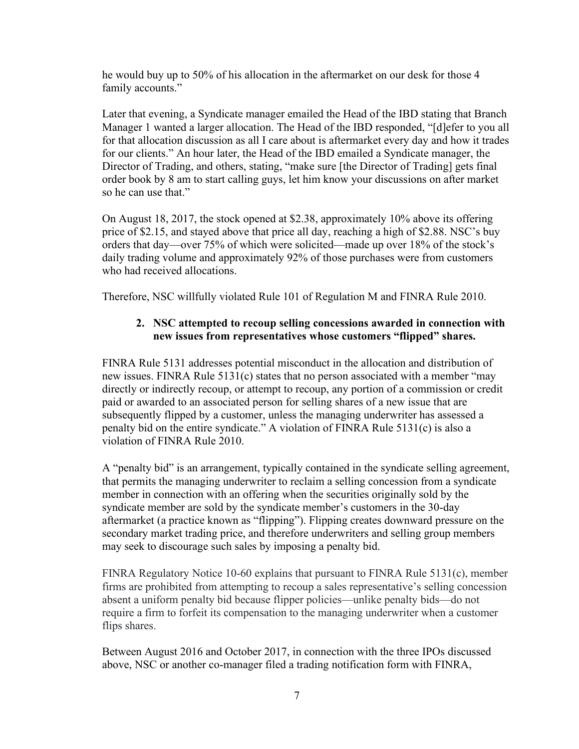he would buy up to 50% of his allocation in the aftermarket on our desk for those 4 family accounts."

Later that evening, a Syndicate manager emailed the Head of the IBD stating that Branch Manager 1 wanted a larger allocation. The Head of the IBD responded, "[d]efer to you all for that allocation discussion as all I care about is aftermarket every day and how it trades for our clients." An hour later, the Head of the IBD emailed a Syndicate manager, the Director of Trading, and others, stating, "make sure [the Director of Trading] gets final order book by 8 am to start calling guys, let him know your discussions on after market so he can use that."

On August 18, 2017, the stock opened at $2.38, approximately 10% above its offering price of $2.15, and stayed above that price all day, reaching a high of $2.88. NSC's buy orders that day—over 75% of which were solicited—made up over 18% of the stock's daily trading volume and approximately 92% of those purchases were from customers who had received allocations.

Therefore, NSC willfully violated Rule 101 of Regulation M and FINRA Rule 2010.

**2. NSC attempted to recoup selling concessions awarded in connection with new issues from representatives whose customers "flipped" shares.**

FINRA Rule 5131 addresses potential misconduct in the allocation and distribution of new issues. FINRA Rule 5131(c) states that no person associated with a member "may directly or indirectly recoup, or attempt to recoup, any portion of a commission or credit paid or awarded to an associated person for selling shares of a new issue that are subsequently flipped by a customer, unless the managing underwriter has assessed a penalty bid on the entire syndicate." A violation of FINRA Rule 5131(c) is also a violation of FINRA Rule 2010.

A "penalty bid" is an arrangement, typically contained in the syndicate selling agreement, that permits the managing underwriter to reclaim a selling concession from a syndicate member in connection with an offering when the securities originally sold by the syndicate member are sold by the syndicate member's customers in the 30-day aftermarket (a practice known as "flipping"). Flipping creates downward pressure on the secondary market trading price, and therefore underwriters and selling group members may seek to discourage such sales by imposing a penalty bid.

FINRA Regulatory Notice 10-60 explains that pursuant to FINRA Rule 5131(c), member firms are prohibited from attempting to recoup a sales representative's selling concession absent a uniform penalty bid because flipper policies—unlike penalty bids—do not require a firm to forfeit its compensation to the managing underwriter when a customer flips shares.

Between August 2016 and October 2017, in connection with the three IPOs discussed above, NSC or another co-manager filed a trading notification form with FINRA,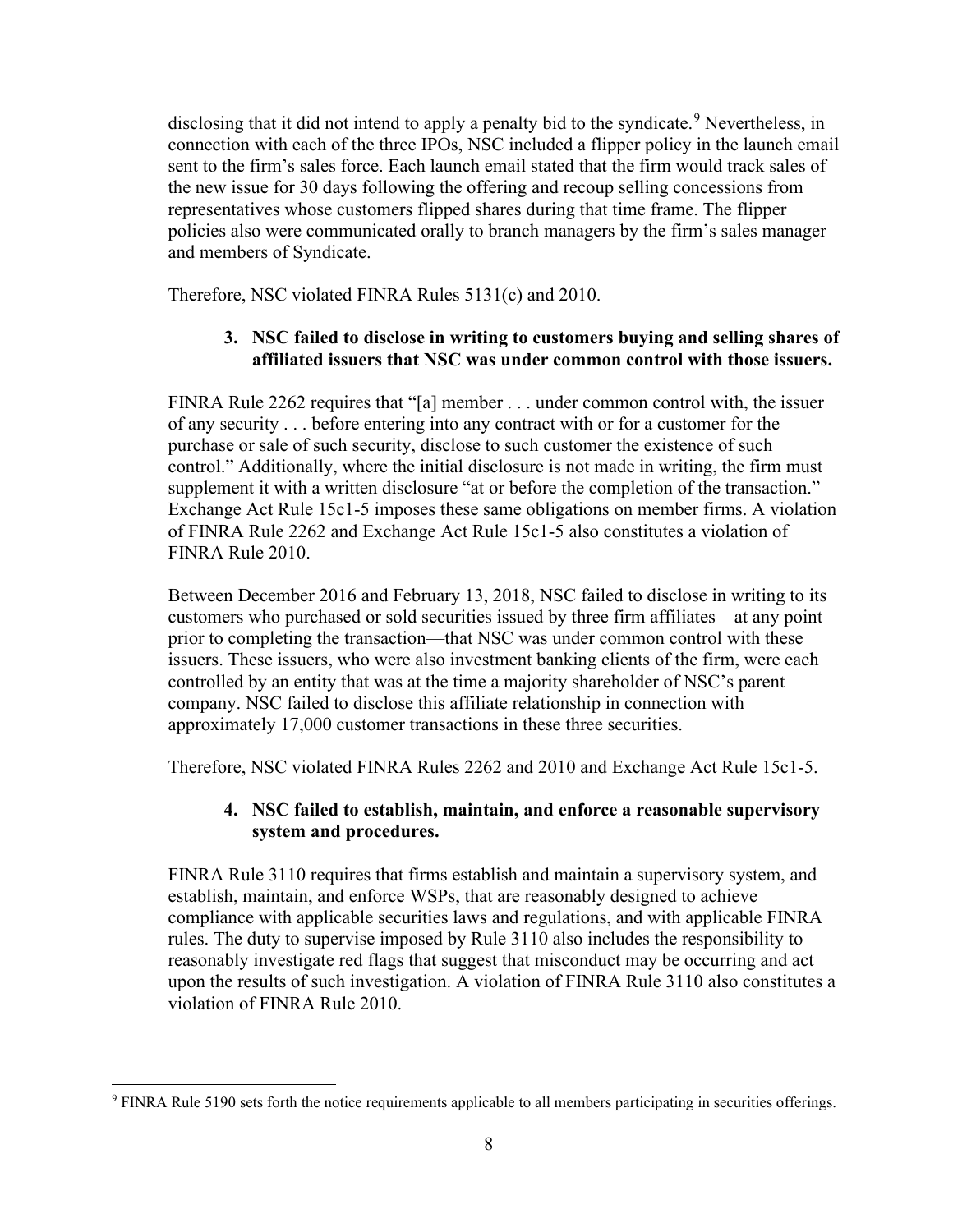disclosing that it did not intend to apply a penalty bid to the syndicate.[9] Nevertheless, in connection with each of the three IPOs, NSC included a flipper policy in the launch email sent to the firm's sales force. Each launch email stated that the firm would track sales of the new issue for 30 days following the offering and recoup selling concessions from representatives whose customers flipped shares during that time frame. The flipper policies also were communicated orally to branch managers by the firm's sales manager and members of Syndicate.

Therefore, NSC violated FINRA Rules 5131(c) and 2010.

### 3. NSC failed to disclose in writing to customers buying and selling shares of affiliated issuers that NSC was under common control with those issuers.

FINRA Rule 2262 requires that "[a] member . . . under common control with, the issuer of any security . . . before entering into any contract with or for a customer for the purchase or sale of such security, disclose to such customer the existence of such control." Additionally, where the initial disclosure is not made in writing, the firm must supplement it with a written disclosure "at or before the completion of the transaction." Exchange Act Rule 15c1-5 imposes these same obligations on member firms. A violation of FINRA Rule 2262 and Exchange Act Rule 15c1-5 also constitutes a violation of FINRA Rule 2010.

Between December 2016 and February 13, 2018, NSC failed to disclose in writing to its customers who purchased or sold securities issued by three firm affiliates—at any point prior to completing the transaction—that NSC was under common control with these issuers. These issuers, who were also investment banking clients of the firm, were each controlled by an entity that was at the time a majority shareholder of NSC's parent company. NSC failed to disclose this affiliate relationship in connection with approximately 17,000 customer transactions in these three securities.

Therefore, NSC violated FINRA Rules 2262 and 2010 and Exchange Act Rule 15c1-5.

### 4. NSC failed to establish, maintain, and enforce a reasonable supervisory system and procedures.

FINRA Rule 3110 requires that firms establish and maintain a supervisory system, and establish, maintain, and enforce WSPs, that are reasonably designed to achieve compliance with applicable securities laws and regulations, and with applicable FINRA rules. The duty to supervise imposed by Rule 3110 also includes the responsibility to reasonably investigate red flags that suggest that misconduct may be occurring and act upon the results of such investigation. A violation of FINRA Rule 3110 also constitutes a violation of FINRA Rule 2010.

---

[9] FINRA Rule 5190 sets forth the notice requirements applicable to all members participating in securities offerings.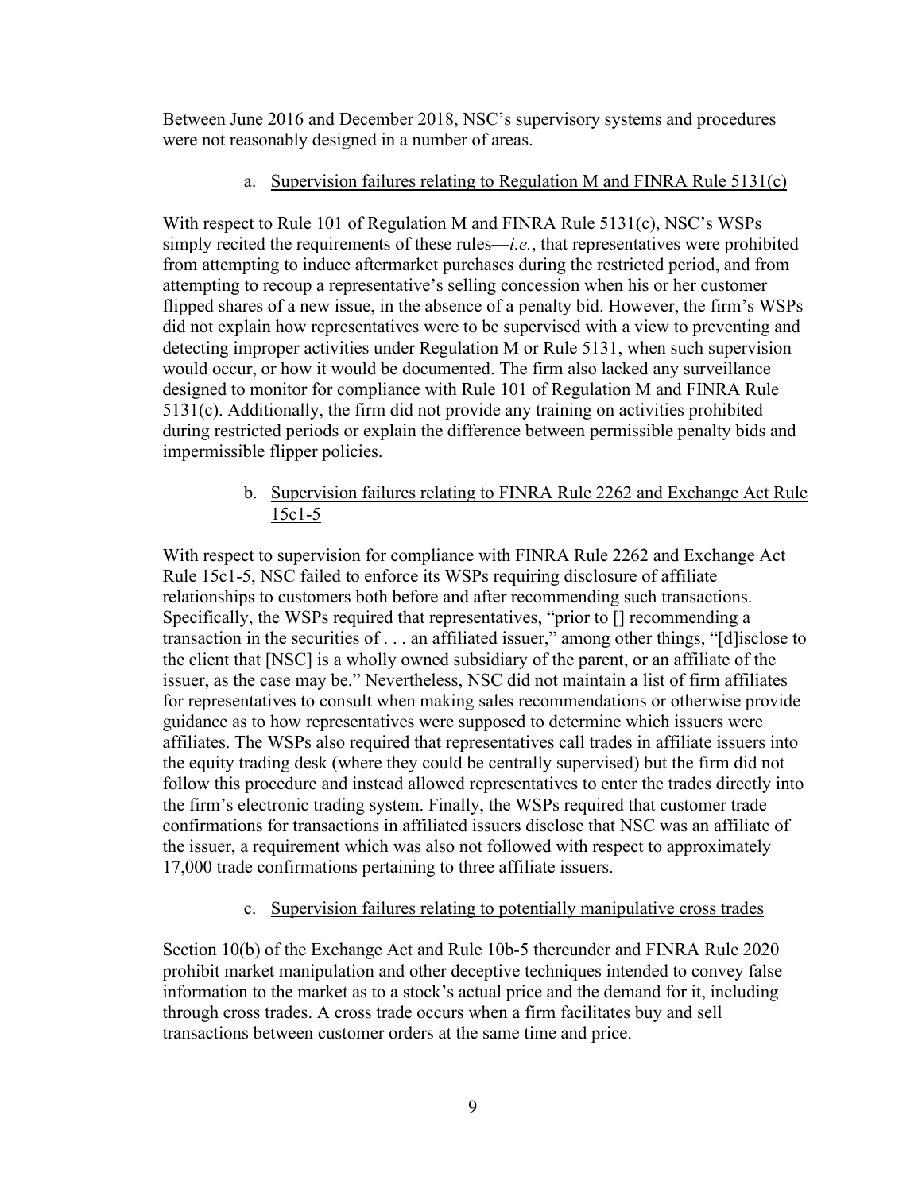Between June 2016 and December 2018, NSC's supervisory systems and procedures were not reasonably designed in a number of areas.

a. Supervision failures relating to Regulation M and FINRA Rule 5131(c)

With respect to Rule 101 of Regulation M and FINRA Rule 5131(c), NSC's WSPs simply recited the requirements of these rules—*i.e.*, that representatives were prohibited from attempting to induce aftermarket purchases during the restricted period, and from attempting to recoup a representative's selling concession when his or her customer flipped shares of a new issue, in the absence of a penalty bid. However, the firm's WSPs did not explain how representatives were to be supervised with a view to preventing and detecting improper activities under Regulation M or Rule 5131, when such supervision would occur, or how it would be documented. The firm also lacked any surveillance designed to monitor for compliance with Rule 101 of Regulation M and FINRA Rule 5131(c). Additionally, the firm did not provide any training on activities prohibited during restricted periods or explain the difference between permissible penalty bids and impermissible flipper policies.

b. Supervision failures relating to FINRA Rule 2262 and Exchange Act Rule 15c1-5

With respect to supervision for compliance with FINRA Rule 2262 and Exchange Act Rule 15c1-5, NSC failed to enforce its WSPs requiring disclosure of affiliate relationships to customers both before and after recommending such transactions. Specifically, the WSPs required that representatives, "prior to [] recommending a transaction in the securities of . . . an affiliated issuer," among other things, "[d]isclose to the client that [NSC] is a wholly owned subsidiary of the parent, or an affiliate of the issuer, as the case may be." Nevertheless, NSC did not maintain a list of firm affiliates for representatives to consult when making sales recommendations or otherwise provide guidance as to how representatives were supposed to determine which issuers were affiliates. The WSPs also required that representatives call trades in affiliate issuers into the equity trading desk (where they could be centrally supervised) but the firm did not follow this procedure and instead allowed representatives to enter the trades directly into the firm's electronic trading system. Finally, the WSPs required that customer trade confirmations for transactions in affiliated issuers disclose that NSC was an affiliate of the issuer, a requirement which was also not followed with respect to approximately 17,000 trade confirmations pertaining to three affiliate issuers.

c. Supervision failures relating to potentially manipulative cross trades

Section 10(b) of the Exchange Act and Rule 10b-5 thereunder and FINRA Rule 2020 prohibit market manipulation and other deceptive techniques intended to convey false information to the market as to a stock's actual price and the demand for it, including through cross trades. A cross trade occurs when a firm facilitates buy and sell transactions between customer orders at the same time and price.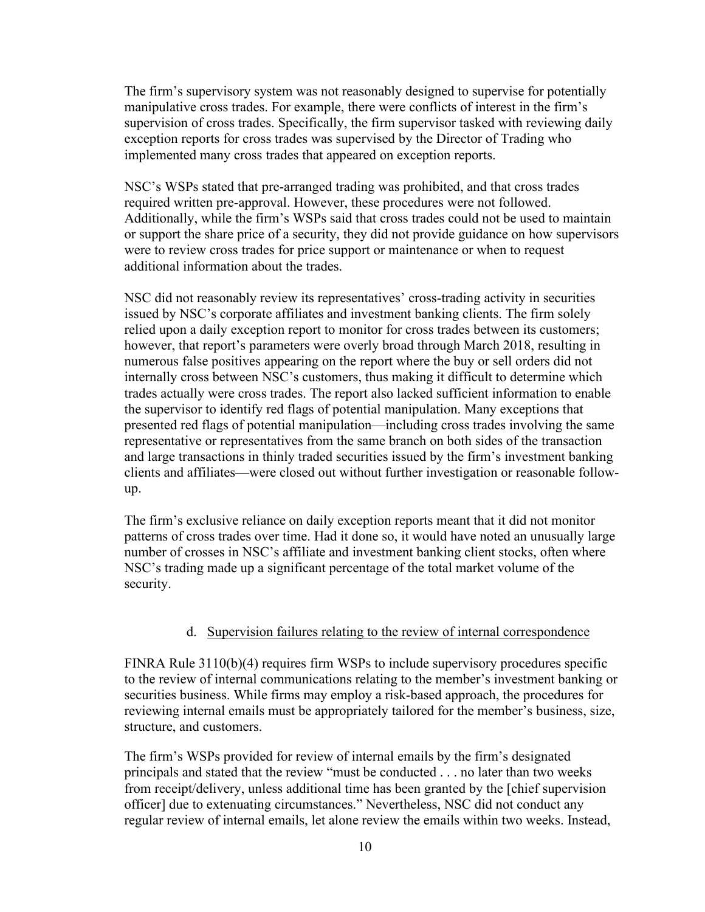The firm's supervisory system was not reasonably designed to supervise for potentially manipulative cross trades. For example, there were conflicts of interest in the firm's supervision of cross trades. Specifically, the firm supervisor tasked with reviewing daily exception reports for cross trades was supervised by the Director of Trading who implemented many cross trades that appeared on exception reports.

NSC's WSPs stated that pre-arranged trading was prohibited, and that cross trades required written pre-approval. However, these procedures were not followed. Additionally, while the firm's WSPs said that cross trades could not be used to maintain or support the share price of a security, they did not provide guidance on how supervisors were to review cross trades for price support or maintenance or when to request additional information about the trades.

NSC did not reasonably review its representatives' cross-trading activity in securities issued by NSC's corporate affiliates and investment banking clients. The firm solely relied upon a daily exception report to monitor for cross trades between its customers; however, that report's parameters were overly broad through March 2018, resulting in numerous false positives appearing on the report where the buy or sell orders did not internally cross between NSC's customers, thus making it difficult to determine which trades actually were cross trades. The report also lacked sufficient information to enable the supervisor to identify red flags of potential manipulation. Many exceptions that presented red flags of potential manipulation—including cross trades involving the same representative or representatives from the same branch on both sides of the transaction and large transactions in thinly traded securities issued by the firm's investment banking clients and affiliates—were closed out without further investigation or reasonable follow-up.

The firm's exclusive reliance on daily exception reports meant that it did not monitor patterns of cross trades over time. Had it done so, it would have noted an unusually large number of crosses in NSC's affiliate and investment banking client stocks, often where NSC's trading made up a significant percentage of the total market volume of the security.

#### d. Supervision failures relating to the review of internal correspondence

FINRA Rule 3110(b)(4) requires firm WSPs to include supervisory procedures specific to the review of internal communications relating to the member's investment banking or securities business. While firms may employ a risk-based approach, the procedures for reviewing internal emails must be appropriately tailored for the member's business, size, structure, and customers.

The firm's WSPs provided for review of internal emails by the firm's designated principals and stated that the review "must be conducted . . . no later than two weeks from receipt/delivery, unless additional time has been granted by the [chief supervision officer] due to extenuating circumstances." Nevertheless, NSC did not conduct any regular review of internal emails, let alone review the emails within two weeks. Instead,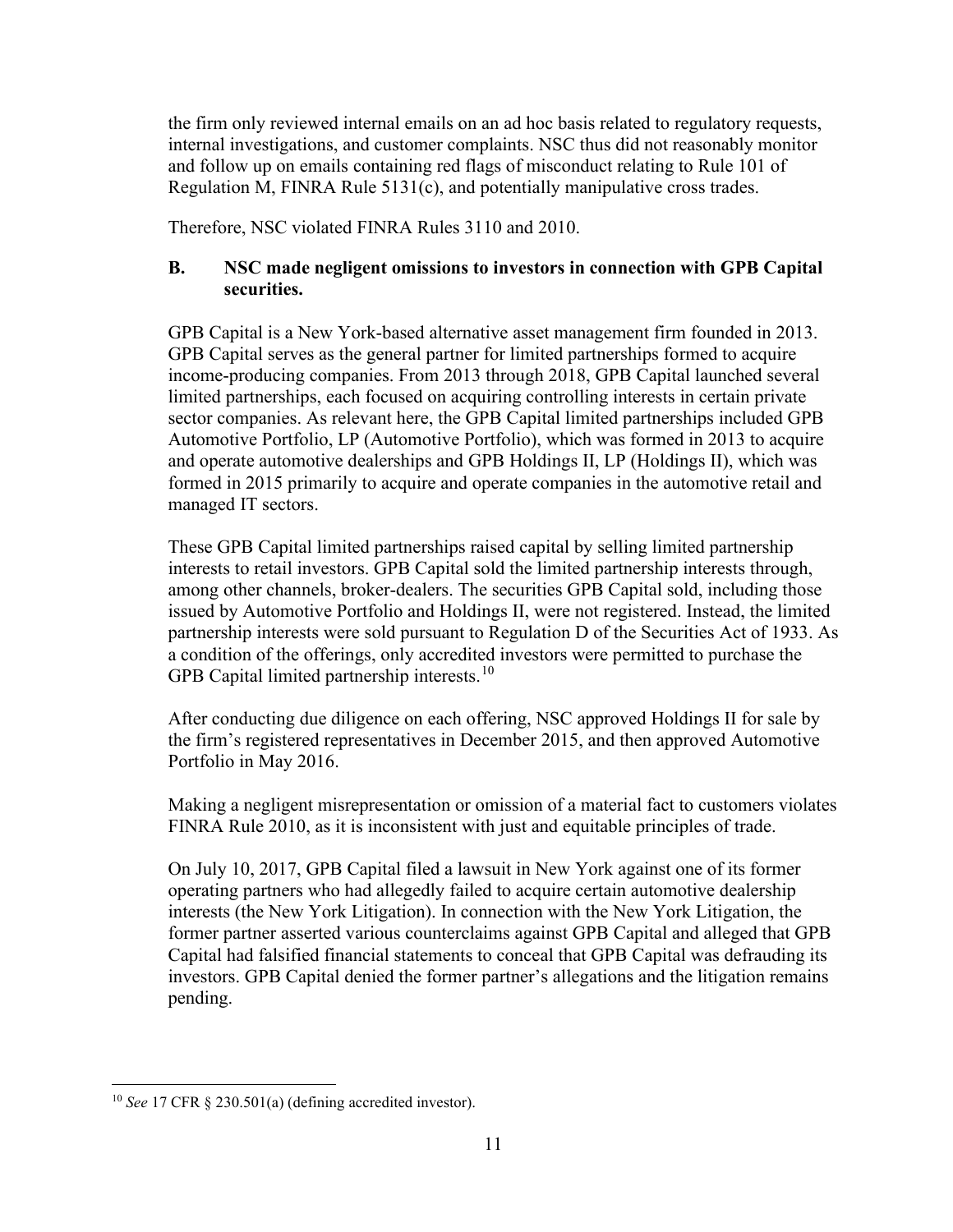the firm only reviewed internal emails on an ad hoc basis related to regulatory requests, internal investigations, and customer complaints. NSC thus did not reasonably monitor and follow up on emails containing red flags of misconduct relating to Rule 101 of Regulation M, FINRA Rule 5131(c), and potentially manipulative cross trades.

Therefore, NSC violated FINRA Rules 3110 and 2010.

### B. NSC made negligent omissions to investors in connection with GPB Capital securities.

GPB Capital is a New York-based alternative asset management firm founded in 2013. GPB Capital serves as the general partner for limited partnerships formed to acquire income-producing companies. From 2013 through 2018, GPB Capital launched several limited partnerships, each focused on acquiring controlling interests in certain private sector companies. As relevant here, the GPB Capital limited partnerships included GPB Automotive Portfolio, LP (Automotive Portfolio), which was formed in 2013 to acquire and operate automotive dealerships and GPB Holdings II, LP (Holdings II), which was formed in 2015 primarily to acquire and operate companies in the automotive retail and managed IT sectors.

These GPB Capital limited partnerships raised capital by selling limited partnership interests to retail investors. GPB Capital sold the limited partnership interests through, among other channels, broker-dealers. The securities GPB Capital sold, including those issued by Automotive Portfolio and Holdings II, were not registered. Instead, the limited partnership interests were sold pursuant to Regulation D of the Securities Act of 1933. As a condition of the offerings, only accredited investors were permitted to purchase the GPB Capital limited partnership interests.[10]

After conducting due diligence on each offering, NSC approved Holdings II for sale by the firm's registered representatives in December 2015, and then approved Automotive Portfolio in May 2016.

Making a negligent misrepresentation or omission of a material fact to customers violates FINRA Rule 2010, as it is inconsistent with just and equitable principles of trade.

On July 10, 2017, GPB Capital filed a lawsuit in New York against one of its former operating partners who had allegedly failed to acquire certain automotive dealership interests (the New York Litigation). In connection with the New York Litigation, the former partner asserted various counterclaims against GPB Capital and alleged that GPB Capital had falsified financial statements to conceal that GPB Capital was defrauding its investors. GPB Capital denied the former partner's allegations and the litigation remains pending.

---

[10] *See* 17 CFR § 230.501(a) (defining accredited investor).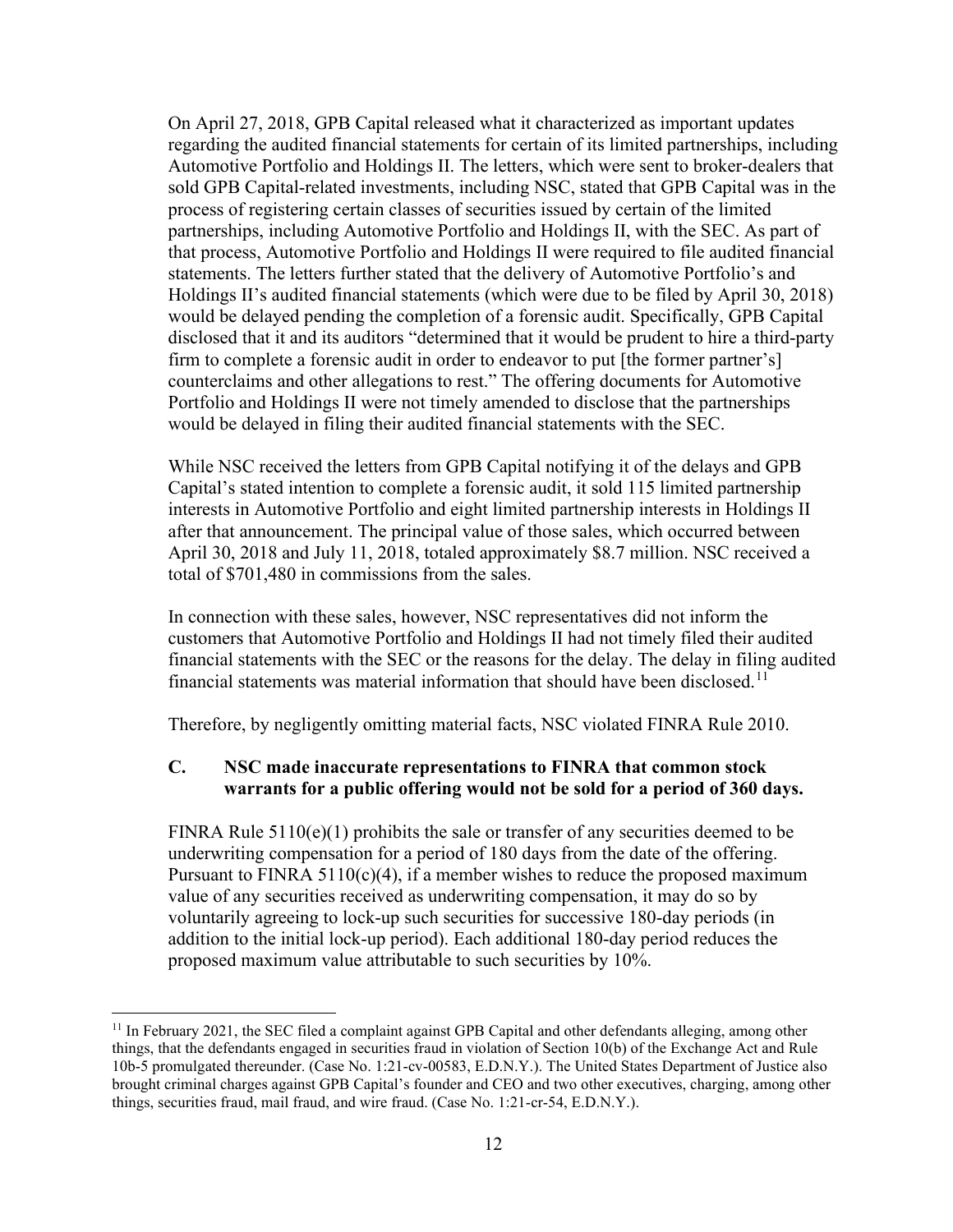On April 27, 2018, GPB Capital released what it characterized as important updates regarding the audited financial statements for certain of its limited partnerships, including Automotive Portfolio and Holdings II. The letters, which were sent to broker-dealers that sold GPB Capital-related investments, including NSC, stated that GPB Capital was in the process of registering certain classes of securities issued by certain of the limited partnerships, including Automotive Portfolio and Holdings II, with the SEC. As part of that process, Automotive Portfolio and Holdings II were required to file audited financial statements. The letters further stated that the delivery of Automotive Portfolio's and Holdings II's audited financial statements (which were due to be filed by April 30, 2018) would be delayed pending the completion of a forensic audit. Specifically, GPB Capital disclosed that it and its auditors "determined that it would be prudent to hire a third-party firm to complete a forensic audit in order to endeavor to put [the former partner's] counterclaims and other allegations to rest." The offering documents for Automotive Portfolio and Holdings II were not timely amended to disclose that the partnerships would be delayed in filing their audited financial statements with the SEC.

While NSC received the letters from GPB Capital notifying it of the delays and GPB Capital's stated intention to complete a forensic audit, it sold 115 limited partnership interests in Automotive Portfolio and eight limited partnership interests in Holdings II after that announcement. The principal value of those sales, which occurred between April 30, 2018 and July 11, 2018, totaled approximately $8.7 million. NSC received a total of $701,480 in commissions from the sales.

In connection with these sales, however, NSC representatives did not inform the customers that Automotive Portfolio and Holdings II had not timely filed their audited financial statements with the SEC or the reasons for the delay. The delay in filing audited financial statements was material information that should have been disclosed.[11]

Therefore, by negligently omitting material facts, NSC violated FINRA Rule 2010.

### C. NSC made inaccurate representations to FINRA that common stock warrants for a public offering would not be sold for a period of 360 days.

FINRA Rule 5110(e)(1) prohibits the sale or transfer of any securities deemed to be underwriting compensation for a period of 180 days from the date of the offering. Pursuant to FINRA 5110(c)(4), if a member wishes to reduce the proposed maximum value of any securities received as underwriting compensation, it may do so by voluntarily agreeing to lock-up such securities for successive 180-day periods (in addition to the initial lock-up period). Each additional 180-day period reduces the proposed maximum value attributable to such securities by 10%.

---

[11] In February 2021, the SEC filed a complaint against GPB Capital and other defendants alleging, among other things, that the defendants engaged in securities fraud in violation of Section 10(b) of the Exchange Act and Rule 10b-5 promulgated thereunder. (Case No. 1:21-cv-00583, E.D.N.Y.). The United States Department of Justice also brought criminal charges against GPB Capital's founder and CEO and two other executives, charging, among other things, securities fraud, mail fraud, and wire fraud. (Case No. 1:21-cr-54, E.D.N.Y.).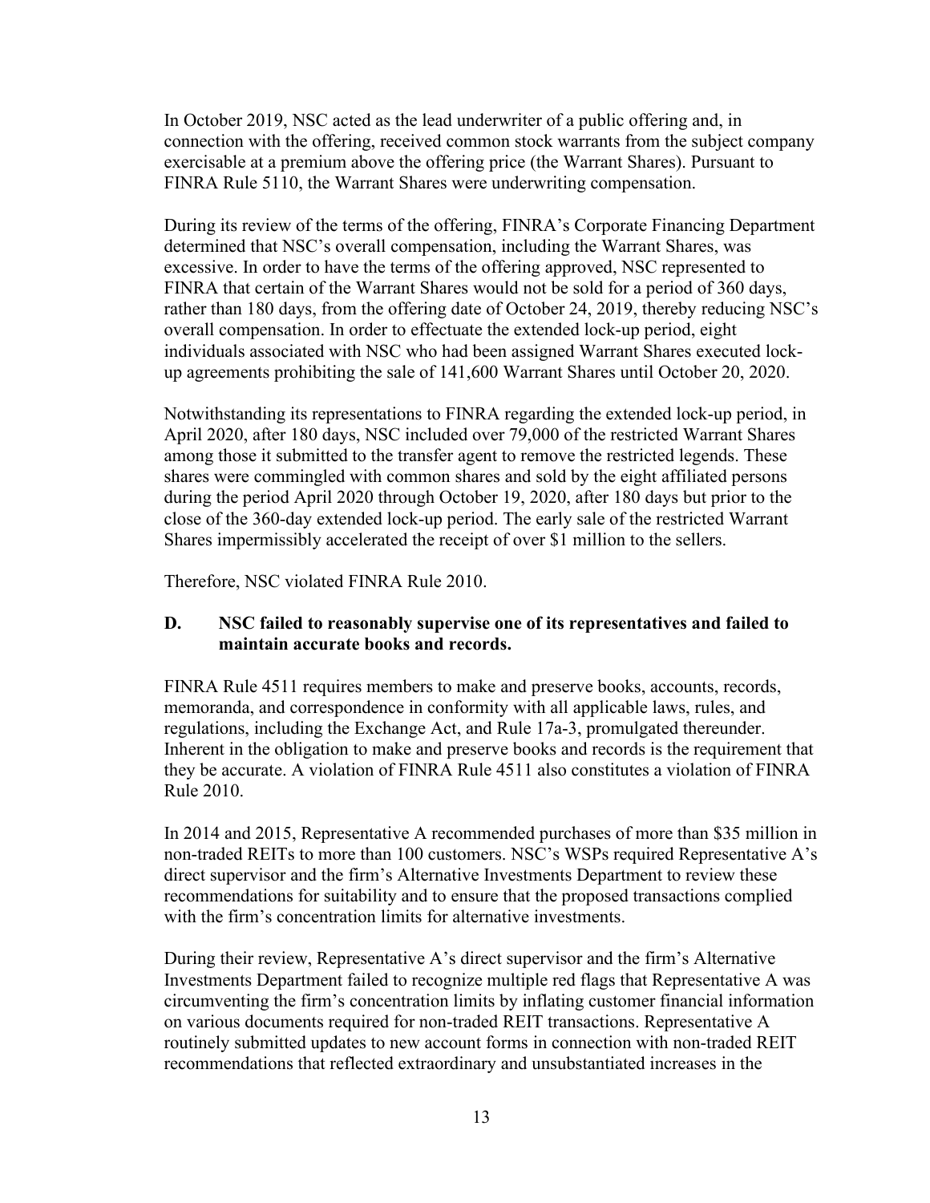In October 2019, NSC acted as the lead underwriter of a public offering and, in connection with the offering, received common stock warrants from the subject company exercisable at a premium above the offering price (the Warrant Shares). Pursuant to FINRA Rule 5110, the Warrant Shares were underwriting compensation.

During its review of the terms of the offering, FINRA's Corporate Financing Department determined that NSC's overall compensation, including the Warrant Shares, was excessive. In order to have the terms of the offering approved, NSC represented to FINRA that certain of the Warrant Shares would not be sold for a period of 360 days, rather than 180 days, from the offering date of October 24, 2019, thereby reducing NSC's overall compensation. In order to effectuate the extended lock-up period, eight individuals associated with NSC who had been assigned Warrant Shares executed lock-up agreements prohibiting the sale of 141,600 Warrant Shares until October 20, 2020.

Notwithstanding its representations to FINRA regarding the extended lock-up period, in April 2020, after 180 days, NSC included over 79,000 of the restricted Warrant Shares among those it submitted to the transfer agent to remove the restricted legends. These shares were commingled with common shares and sold by the eight affiliated persons during the period April 2020 through October 19, 2020, after 180 days but prior to the close of the 360-day extended lock-up period. The early sale of the restricted Warrant Shares impermissibly accelerated the receipt of over $1 million to the sellers.

Therefore, NSC violated FINRA Rule 2010.

### D. NSC failed to reasonably supervise one of its representatives and failed to maintain accurate books and records.

FINRA Rule 4511 requires members to make and preserve books, accounts, records, memoranda, and correspondence in conformity with all applicable laws, rules, and regulations, including the Exchange Act, and Rule 17a-3, promulgated thereunder. Inherent in the obligation to make and preserve books and records is the requirement that they be accurate. A violation of FINRA Rule 4511 also constitutes a violation of FINRA Rule 2010.

In 2014 and 2015, Representative A recommended purchases of more than $35 million in non-traded REITs to more than 100 customers. NSC's WSPs required Representative A's direct supervisor and the firm's Alternative Investments Department to review these recommendations for suitability and to ensure that the proposed transactions complied with the firm's concentration limits for alternative investments.

During their review, Representative A's direct supervisor and the firm's Alternative Investments Department failed to recognize multiple red flags that Representative A was circumventing the firm's concentration limits by inflating customer financial information on various documents required for non-traded REIT transactions. Representative A routinely submitted updates to new account forms in connection with non-traded REIT recommendations that reflected extraordinary and unsubstantiated increases in the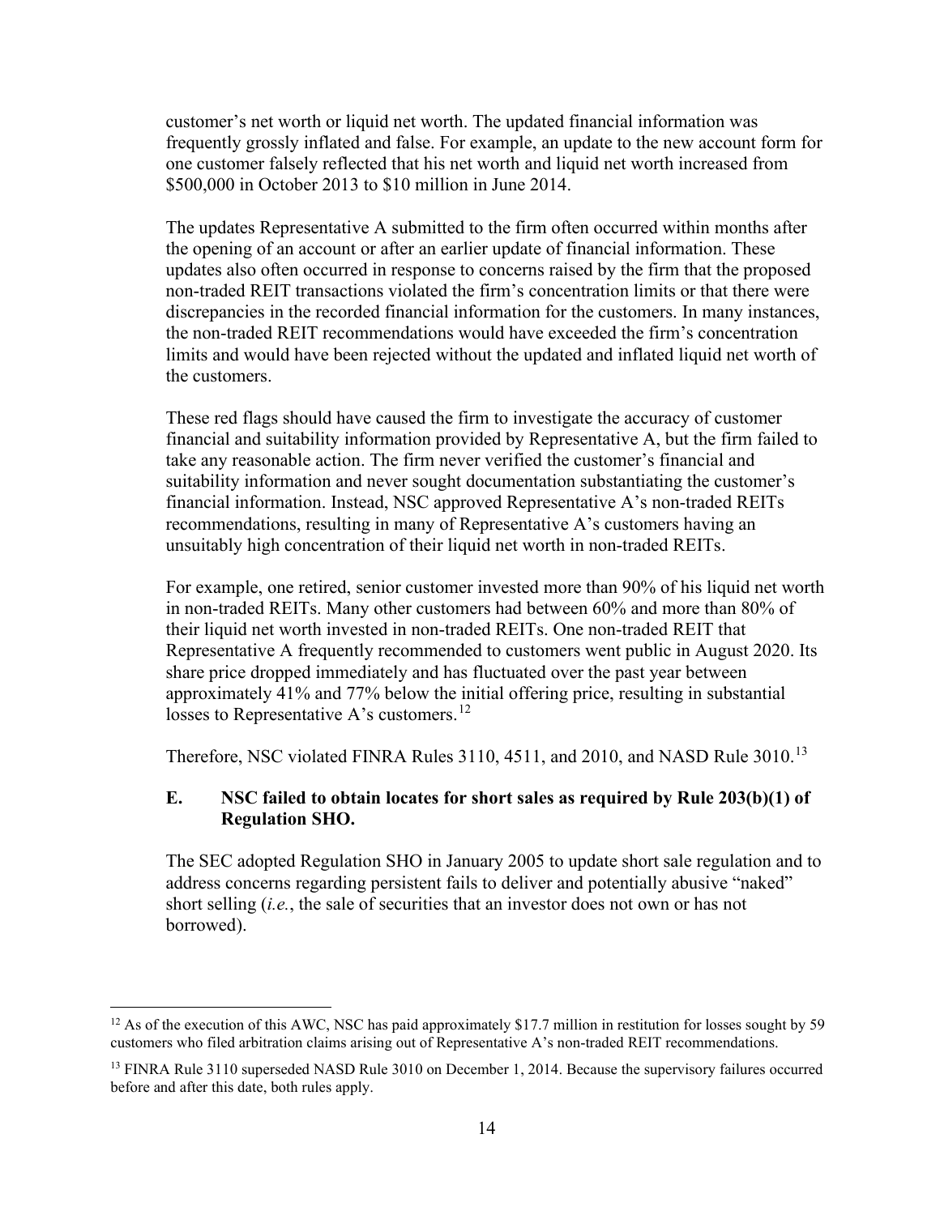customer's net worth or liquid net worth. The updated financial information was frequently grossly inflated and false. For example, an update to the new account form for one customer falsely reflected that his net worth and liquid net worth increased from $500,000 in October 2013 to $10 million in June 2014.

The updates Representative A submitted to the firm often occurred within months after the opening of an account or after an earlier update of financial information. These updates also often occurred in response to concerns raised by the firm that the proposed non-traded REIT transactions violated the firm's concentration limits or that there were discrepancies in the recorded financial information for the customers. In many instances, the non-traded REIT recommendations would have exceeded the firm's concentration limits and would have been rejected without the updated and inflated liquid net worth of the customers.

These red flags should have caused the firm to investigate the accuracy of customer financial and suitability information provided by Representative A, but the firm failed to take any reasonable action. The firm never verified the customer's financial and suitability information and never sought documentation substantiating the customer's financial information. Instead, NSC approved Representative A's non-traded REITs recommendations, resulting in many of Representative A's customers having an unsuitably high concentration of their liquid net worth in non-traded REITs.

For example, one retired, senior customer invested more than 90% of his liquid net worth in non-traded REITs. Many other customers had between 60% and more than 80% of their liquid net worth invested in non-traded REITs. One non-traded REIT that Representative A frequently recommended to customers went public in August 2020. Its share price dropped immediately and has fluctuated over the past year between approximately 41% and 77% below the initial offering price, resulting in substantial losses to Representative A's customers.[12]

Therefore, NSC violated FINRA Rules 3110, 4511, and 2010, and NASD Rule 3010.[13]

### E. NSC failed to obtain locates for short sales as required by Rule 203(b)(1) of Regulation SHO.

The SEC adopted Regulation SHO in January 2005 to update short sale regulation and to address concerns regarding persistent fails to deliver and potentially abusive "naked" short selling (*i.e.*, the sale of securities that an investor does not own or has not borrowed).

---

[12] As of the execution of this AWC, NSC has paid approximately $17.7 million in restitution for losses sought by 59 customers who filed arbitration claims arising out of Representative A's non-traded REIT recommendations.

[13] FINRA Rule 3110 superseded NASD Rule 3010 on December 1, 2014. Because the supervisory failures occurred before and after this date, both rules apply.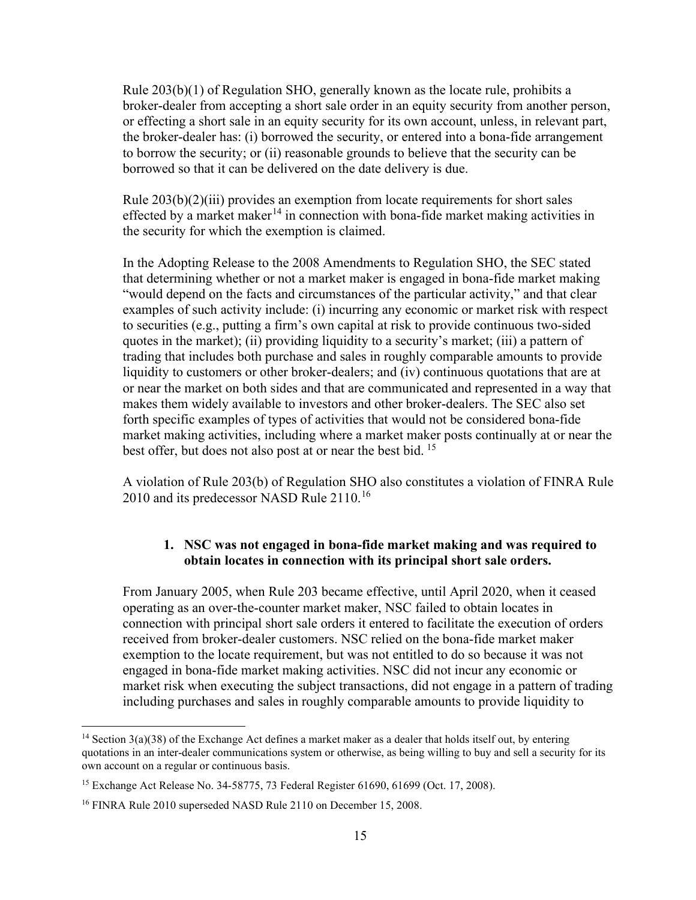Rule 203(b)(1) of Regulation SHO, generally known as the locate rule, prohibits a broker-dealer from accepting a short sale order in an equity security from another person, or effecting a short sale in an equity security for its own account, unless, in relevant part, the broker-dealer has: (i) borrowed the security, or entered into a bona-fide arrangement to borrow the security; or (ii) reasonable grounds to believe that the security can be borrowed so that it can be delivered on the date delivery is due.

Rule 203(b)(2)(iii) provides an exemption from locate requirements for short sales effected by a market maker[14] in connection with bona-fide market making activities in the security for which the exemption is claimed.

In the Adopting Release to the 2008 Amendments to Regulation SHO, the SEC stated that determining whether or not a market maker is engaged in bona-fide market making "would depend on the facts and circumstances of the particular activity," and that clear examples of such activity include: (i) incurring any economic or market risk with respect to securities (e.g., putting a firm's own capital at risk to provide continuous two-sided quotes in the market); (ii) providing liquidity to a security's market; (iii) a pattern of trading that includes both purchase and sales in roughly comparable amounts to provide liquidity to customers or other broker-dealers; and (iv) continuous quotations that are at or near the market on both sides and that are communicated and represented in a way that makes them widely available to investors and other broker-dealers. The SEC also set forth specific examples of types of activities that would not be considered bona-fide market making activities, including where a market maker posts continually at or near the best offer, but does not also post at or near the best bid.[15]

A violation of Rule 203(b) of Regulation SHO also constitutes a violation of FINRA Rule 2010 and its predecessor NASD Rule 2110.[16]

**1. NSC was not engaged in bona-fide market making and was required to obtain locates in connection with its principal short sale orders.**

From January 2005, when Rule 203 became effective, until April 2020, when it ceased operating as an over-the-counter market maker, NSC failed to obtain locates in connection with principal short sale orders it entered to facilitate the execution of orders received from broker-dealer customers. NSC relied on the bona-fide market maker exemption to the locate requirement, but was not entitled to do so because it was not engaged in bona-fide market making activities. NSC did not incur any economic or market risk when executing the subject transactions, did not engage in a pattern of trading including purchases and sales in roughly comparable amounts to provide liquidity to

---

[14] Section 3(a)(38) of the Exchange Act defines a market maker as a dealer that holds itself out, by entering quotations in an inter-dealer communications system or otherwise, as being willing to buy and sell a security for its own account on a regular or continuous basis.

[15] Exchange Act Release No. 34-58775, 73 Federal Register 61690, 61699 (Oct. 17, 2008).

[16] FINRA Rule 2010 superseded NASD Rule 2110 on December 15, 2008.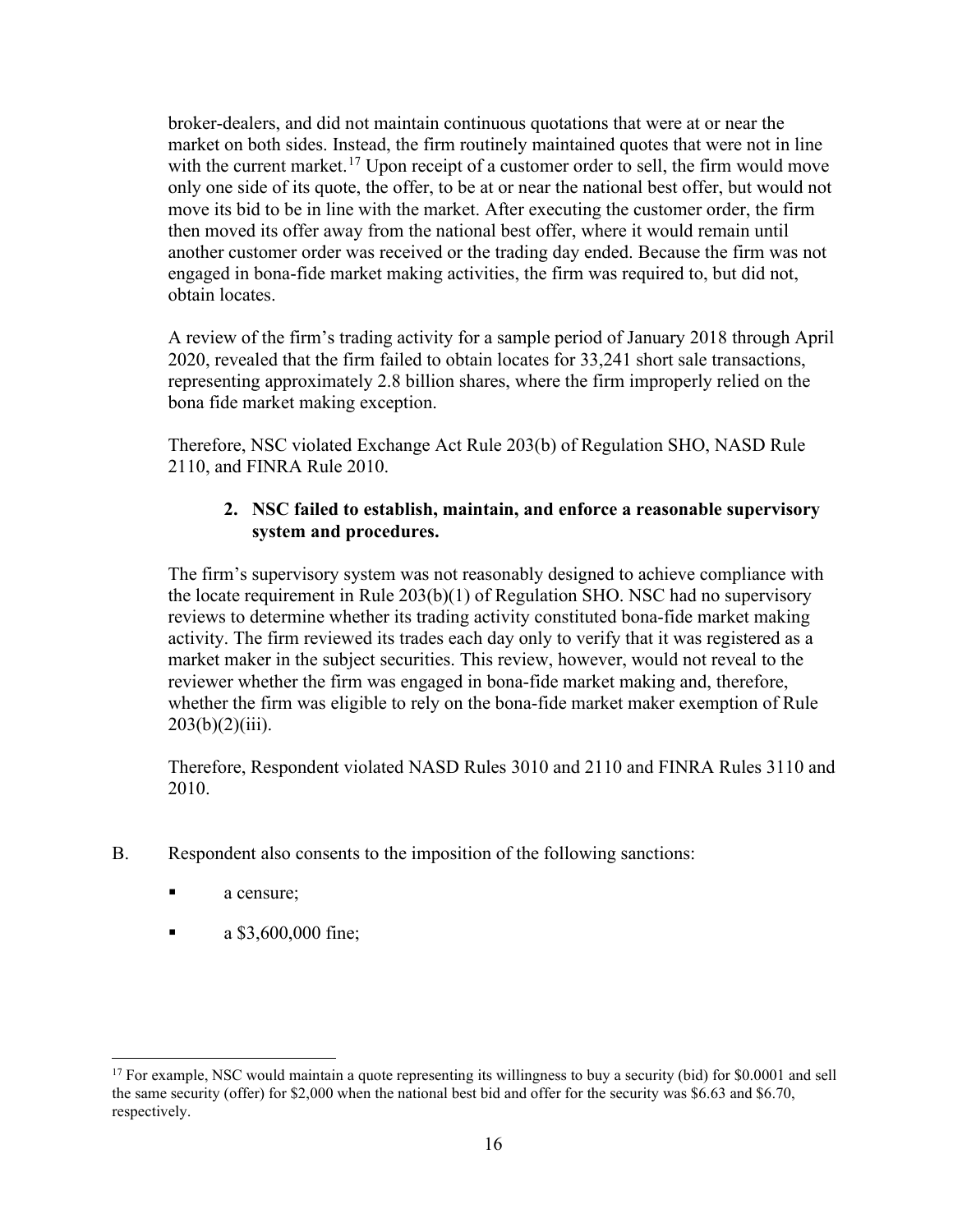broker-dealers, and did not maintain continuous quotations that were at or near the market on both sides. Instead, the firm routinely maintained quotes that were not in line with the current market.[17] Upon receipt of a customer order to sell, the firm would move only one side of its quote, the offer, to be at or near the national best offer, but would not move its bid to be in line with the market. After executing the customer order, the firm then moved its offer away from the national best offer, where it would remain until another customer order was received or the trading day ended. Because the firm was not engaged in bona-fide market making activities, the firm was required to, but did not, obtain locates.

A review of the firm's trading activity for a sample period of January 2018 through April 2020, revealed that the firm failed to obtain locates for 33,241 short sale transactions, representing approximately 2.8 billion shares, where the firm improperly relied on the bona fide market making exception.

Therefore, NSC violated Exchange Act Rule 203(b) of Regulation SHO, NASD Rule 2110, and FINRA Rule 2010.

**2. NSC failed to establish, maintain, and enforce a reasonable supervisory system and procedures.**

The firm's supervisory system was not reasonably designed to achieve compliance with the locate requirement in Rule 203(b)(1) of Regulation SHO. NSC had no supervisory reviews to determine whether its trading activity constituted bona-fide market making activity. The firm reviewed its trades each day only to verify that it was registered as a market maker in the subject securities. This review, however, would not reveal to the reviewer whether the firm was engaged in bona-fide market making and, therefore, whether the firm was eligible to rely on the bona-fide market maker exemption of Rule 203(b)(2)(iii).

Therefore, Respondent violated NASD Rules 3010 and 2110 and FINRA Rules 3110 and 2010.

B. Respondent also consents to the imposition of the following sanctions:

- a censure;
- a $3,600,000 fine;

---

[17] For example, NSC would maintain a quote representing its willingness to buy a security (bid) for $0.0001 and sell the same security (offer) for $2,000 when the national best bid and offer for the security was $6.63 and $6.70, respectively.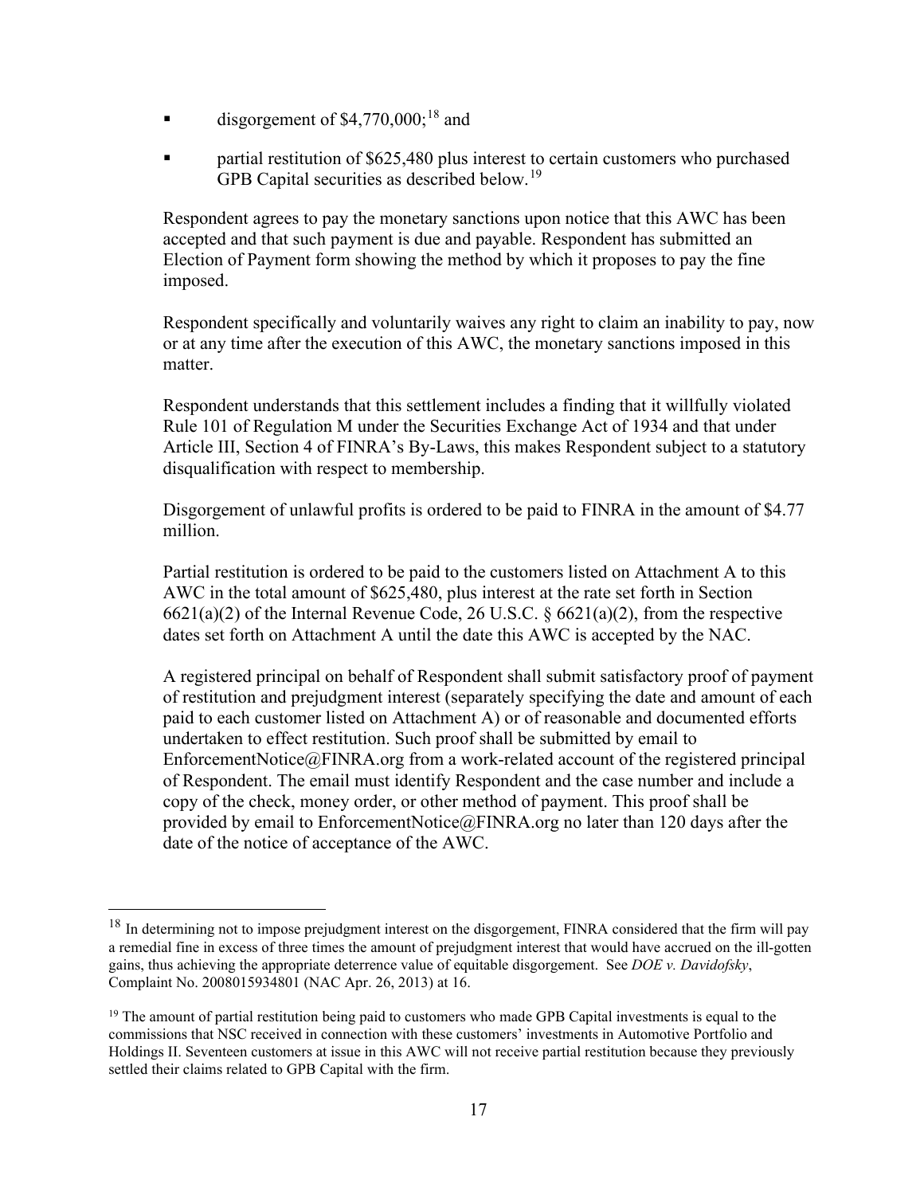- disgorgement of $4,770,000;[18] and
- partial restitution of $625,480 plus interest to certain customers who purchased GPB Capital securities as described below.[19]

Respondent agrees to pay the monetary sanctions upon notice that this AWC has been accepted and that such payment is due and payable. Respondent has submitted an Election of Payment form showing the method by which it proposes to pay the fine imposed.

Respondent specifically and voluntarily waives any right to claim an inability to pay, now or at any time after the execution of this AWC, the monetary sanctions imposed in this matter.

Respondent understands that this settlement includes a finding that it willfully violated Rule 101 of Regulation M under the Securities Exchange Act of 1934 and that under Article III, Section 4 of FINRA's By-Laws, this makes Respondent subject to a statutory disqualification with respect to membership.

Disgorgement of unlawful profits is ordered to be paid to FINRA in the amount of $4.77 million.

Partial restitution is ordered to be paid to the customers listed on Attachment A to this AWC in the total amount of $625,480, plus interest at the rate set forth in Section 6621(a)(2) of the Internal Revenue Code, 26 U.S.C. § 6621(a)(2), from the respective dates set forth on Attachment A until the date this AWC is accepted by the NAC.

A registered principal on behalf of Respondent shall submit satisfactory proof of payment of restitution and prejudgment interest (separately specifying the date and amount of each paid to each customer listed on Attachment A) or of reasonable and documented efforts undertaken to effect restitution. Such proof shall be submitted by email to EnforcementNotice@FINRA.org from a work-related account of the registered principal of Respondent. The email must identify Respondent and the case number and include a copy of the check, money order, or other method of payment. This proof shall be provided by email to EnforcementNotice@FINRA.org no later than 120 days after the date of the notice of acceptance of the AWC.

---

[18] In determining not to impose prejudgment interest on the disgorgement, FINRA considered that the firm will pay a remedial fine in excess of three times the amount of prejudgment interest that would have accrued on the ill-gotten gains, thus achieving the appropriate deterrence value of equitable disgorgement. See *DOE v. Davidofsky*, Complaint No. 2008015934801 (NAC Apr. 26, 2013) at 16.

[19] The amount of partial restitution being paid to customers who made GPB Capital investments is equal to the commissions that NSC received in connection with these customers' investments in Automotive Portfolio and Holdings II. Seventeen customers at issue in this AWC will not receive partial restitution because they previously settled their claims related to GPB Capital with the firm.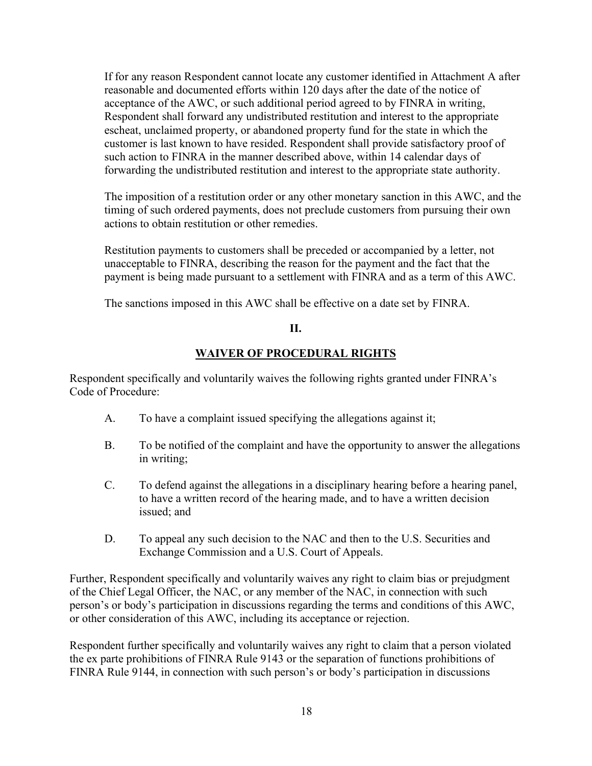If for any reason Respondent cannot locate any customer identified in Attachment A after reasonable and documented efforts within 120 days after the date of the notice of acceptance of the AWC, or such additional period agreed to by FINRA in writing, Respondent shall forward any undistributed restitution and interest to the appropriate escheat, unclaimed property, or abandoned property fund for the state in which the customer is last known to have resided. Respondent shall provide satisfactory proof of such action to FINRA in the manner described above, within 14 calendar days of forwarding the undistributed restitution and interest to the appropriate state authority.

The imposition of a restitution order or any other monetary sanction in this AWC, and the timing of such ordered payments, does not preclude customers from pursuing their own actions to obtain restitution or other remedies.

Restitution payments to customers shall be preceded or accompanied by a letter, not unacceptable to FINRA, describing the reason for the payment and the fact that the payment is being made pursuant to a settlement with FINRA and as a term of this AWC.

The sanctions imposed in this AWC shall be effective on a date set by FINRA.

## II.

## WAIVER OF PROCEDURAL RIGHTS

Respondent specifically and voluntarily waives the following rights granted under FINRA's Code of Procedure:

A. To have a complaint issued specifying the allegations against it;

B. To be notified of the complaint and have the opportunity to answer the allegations in writing;

C. To defend against the allegations in a disciplinary hearing before a hearing panel, to have a written record of the hearing made, and to have a written decision issued; and

D. To appeal any such decision to the NAC and then to the U.S. Securities and Exchange Commission and a U.S. Court of Appeals.

Further, Respondent specifically and voluntarily waives any right to claim bias or prejudgment of the Chief Legal Officer, the NAC, or any member of the NAC, in connection with such person's or body's participation in discussions regarding the terms and conditions of this AWC, or other consideration of this AWC, including its acceptance or rejection.

Respondent further specifically and voluntarily waives any right to claim that a person violated the ex parte prohibitions of FINRA Rule 9143 or the separation of functions prohibitions of FINRA Rule 9144, in connection with such person's or body's participation in discussions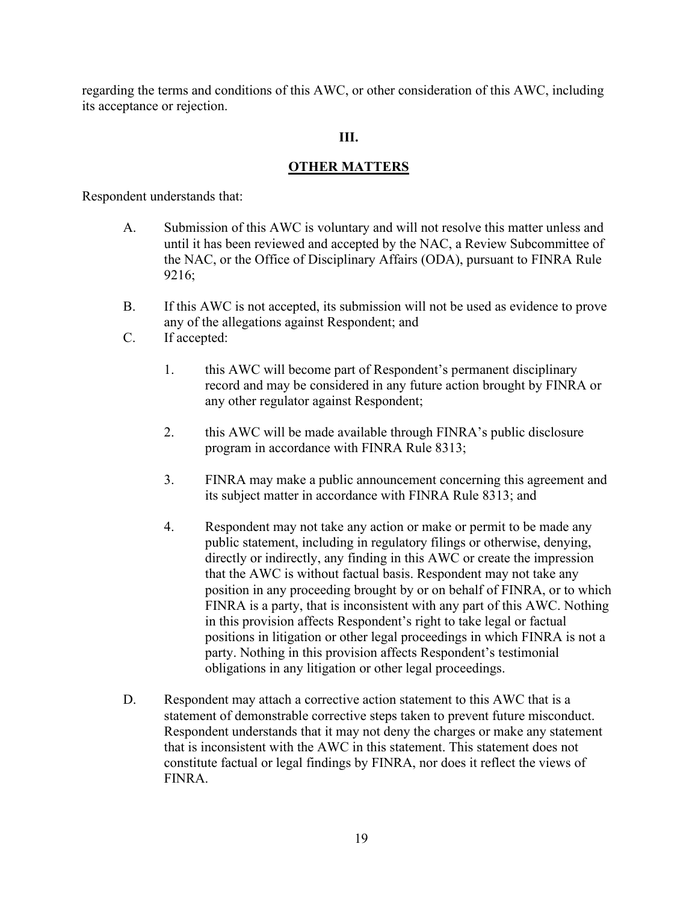regarding the terms and conditions of this AWC, or other consideration of this AWC, including its acceptance or rejection.

## III.

## OTHER MATTERS

Respondent understands that:

A. Submission of this AWC is voluntary and will not resolve this matter unless and until it has been reviewed and accepted by the NAC, a Review Subcommittee of the NAC, or the Office of Disciplinary Affairs (ODA), pursuant to FINRA Rule 9216;

B. If this AWC is not accepted, its submission will not be used as evidence to prove any of the allegations against Respondent; and

C. If accepted:

   1. this AWC will become part of Respondent's permanent disciplinary record and may be considered in any future action brought by FINRA or any other regulator against Respondent;

   2. this AWC will be made available through FINRA's public disclosure program in accordance with FINRA Rule 8313;

   3. FINRA may make a public announcement concerning this agreement and its subject matter in accordance with FINRA Rule 8313; and

   4. Respondent may not take any action or make or permit to be made any public statement, including in regulatory filings or otherwise, denying, directly or indirectly, any finding in this AWC or create the impression that the AWC is without factual basis. Respondent may not take any position in any proceeding brought by or on behalf of FINRA, or to which FINRA is a party, that is inconsistent with any part of this AWC. Nothing in this provision affects Respondent's right to take legal or factual positions in litigation or other legal proceedings in which FINRA is not a party. Nothing in this provision affects Respondent's testimonial obligations in any litigation or other legal proceedings.

D. Respondent may attach a corrective action statement to this AWC that is a statement of demonstrable corrective steps taken to prevent future misconduct. Respondent understands that it may not deny the charges or make any statement that is inconsistent with the AWC in this statement. This statement does not constitute factual or legal findings by FINRA, nor does it reflect the views of FINRA.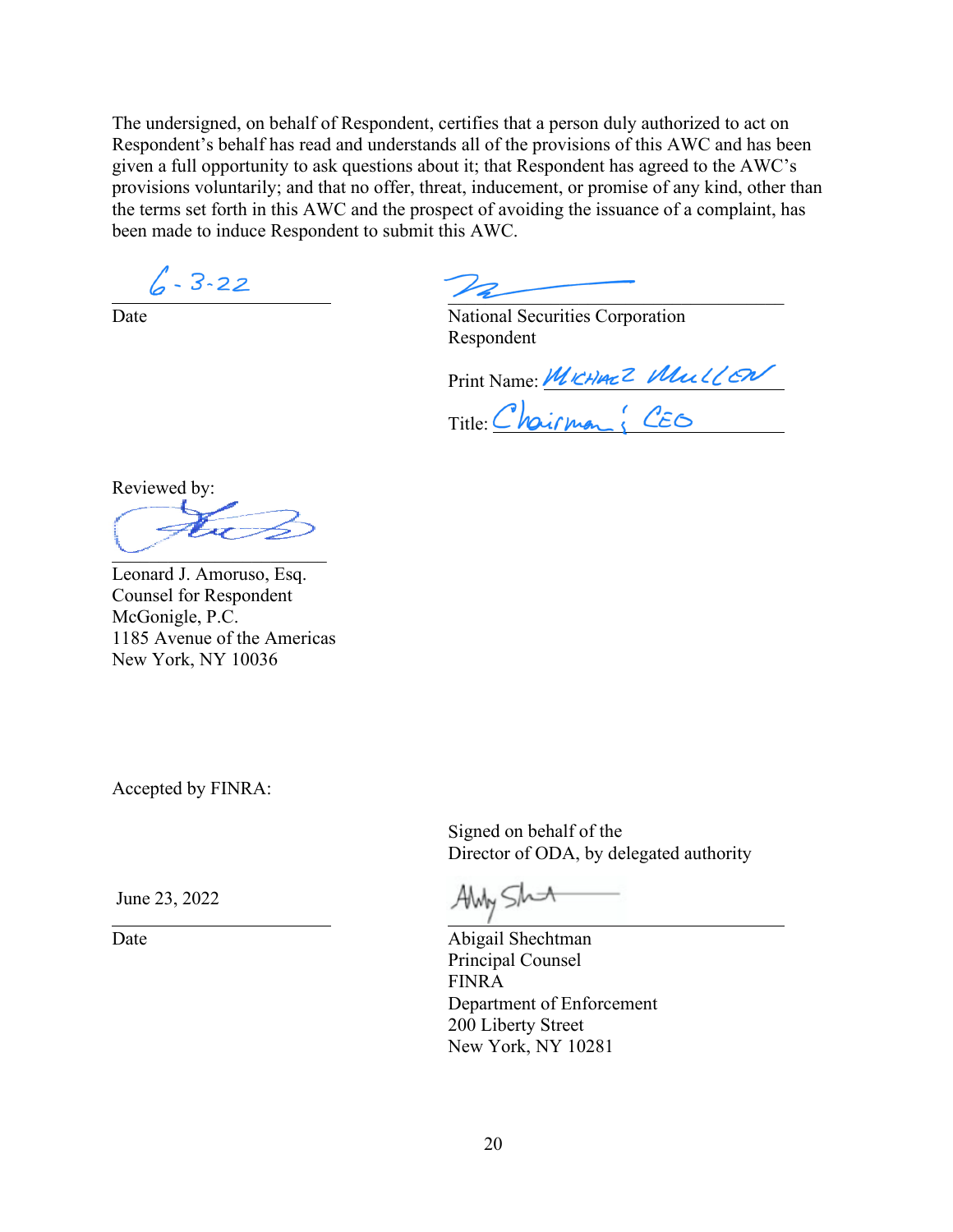The undersigned, on behalf of Respondent, certifies that a person duly authorized to act on Respondent's behalf has read and understands all of the provisions of this AWC and has been given a full opportunity to ask questions about it; that Respondent has agreed to the AWC's provisions voluntarily; and that no offer, threat, inducement, or promise of any kind, other than the terms set forth in this AWC and the prospect of avoiding the issuance of a complaint, has been made to induce Respondent to submit this AWC.

6-3-22
Date

National Securities Corporation
Respondent

Print Name: Michael Mullen

Title: Chairman & CEO

Reviewed by:

Leonard J. Amoruso, Esq.
Counsel for Respondent
McGonigle, P.C.
1185 Avenue of the Americas
New York, NY 10036

Accepted by FINRA:

June 23, 2022
Date

Signed on behalf of the
Director of ODA, by delegated authority

Abigail Shechtman
Principal Counsel
FINRA
Department of Enforcement
200 Liberty Street
New York, NY 10281